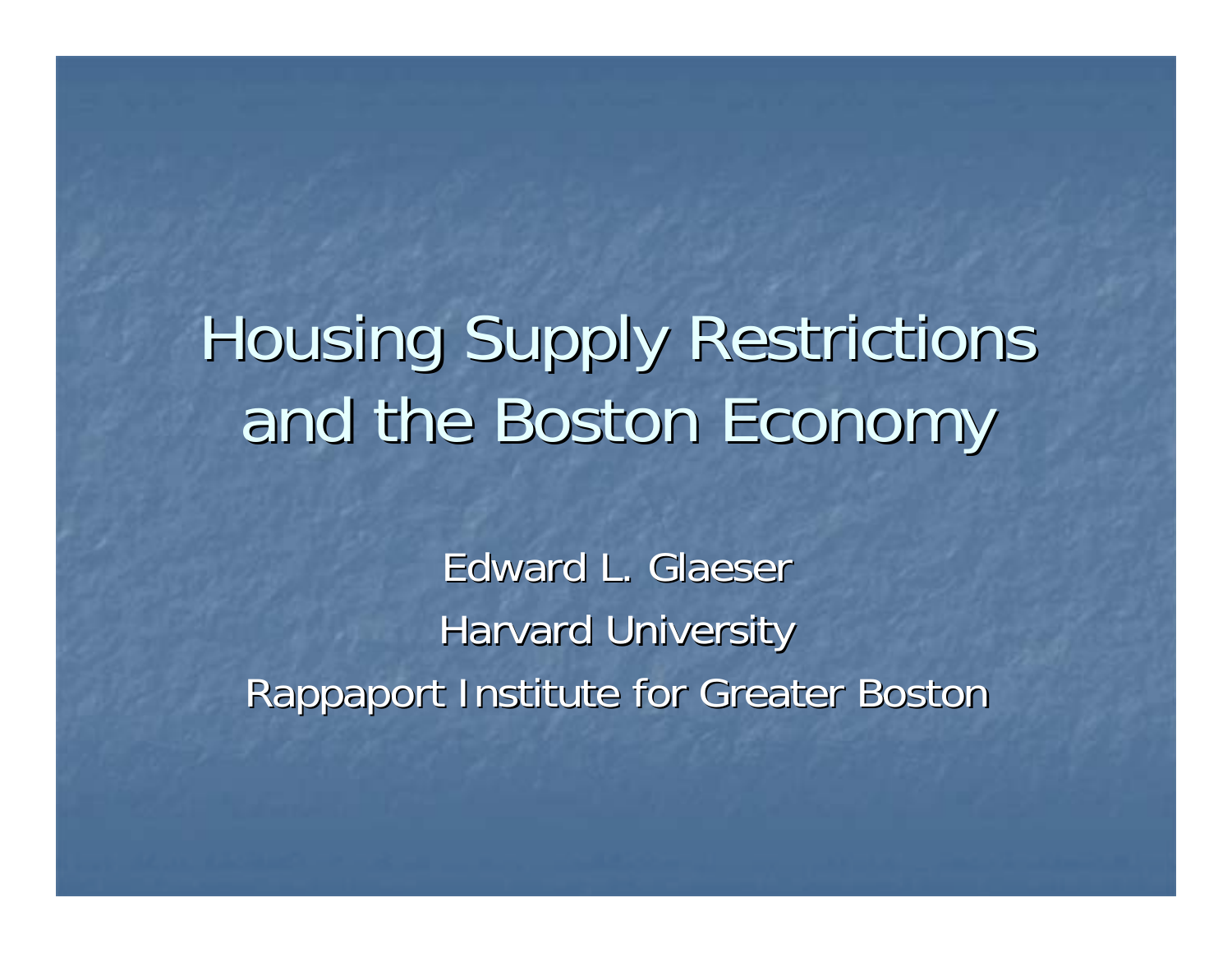# Housing Supply Restrictions and the Boston Economy

Edward L. Glaeser

Harvard University

Rappaport Institute for Greater Boston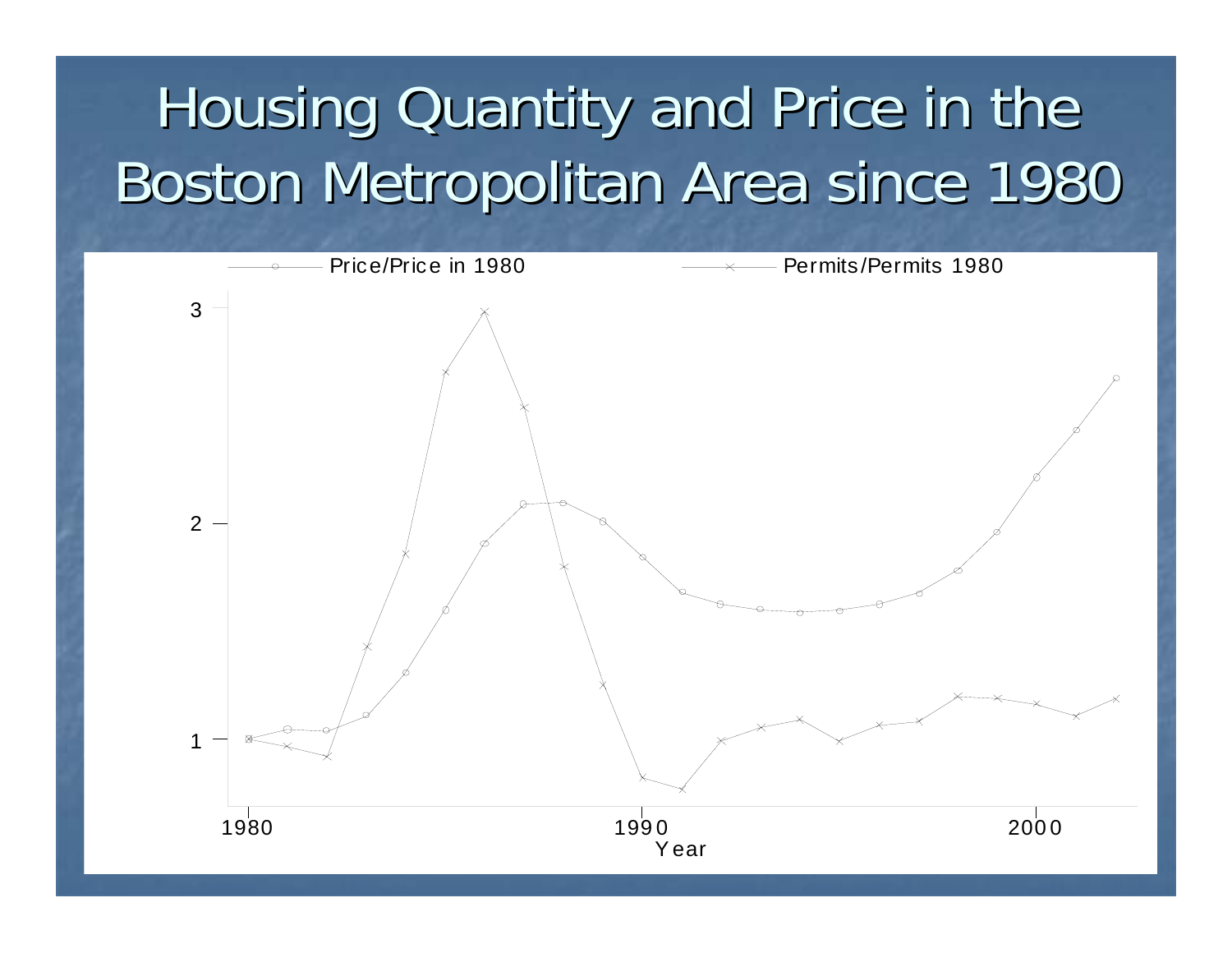# Housing Quantity and Price in the Boston Metropolitan Area since 1980

Price/Price in 1980

Permits/Permits 1980

3

2

1

1980

1990

2000

Year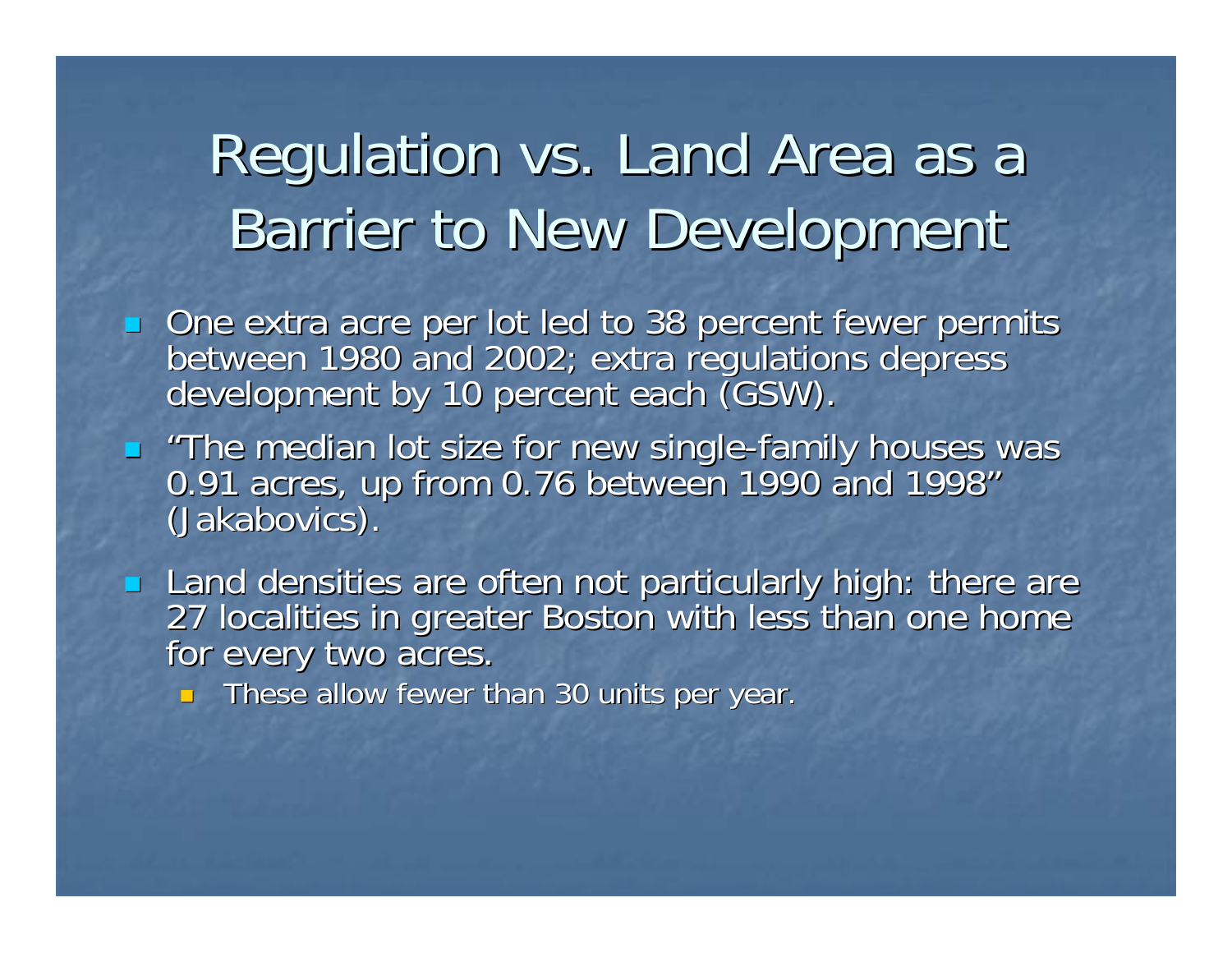# Regulation vs. Land Area as a Barrier to New Development

- One extra acre per lot led to 38 percent fewer permits between 1980 and 2002; extra regulations depress development by 10 percent each (GSW).
- "The median lot size for new single-family houses was 0.91 acres, up from 0.76 between 1990 and 1998" (Jakabovics).
- Land densities are often not particularly high: there are 27 localities in greater Boston with less than one home for every two acres.
  - These allow fewer than 30 units per year.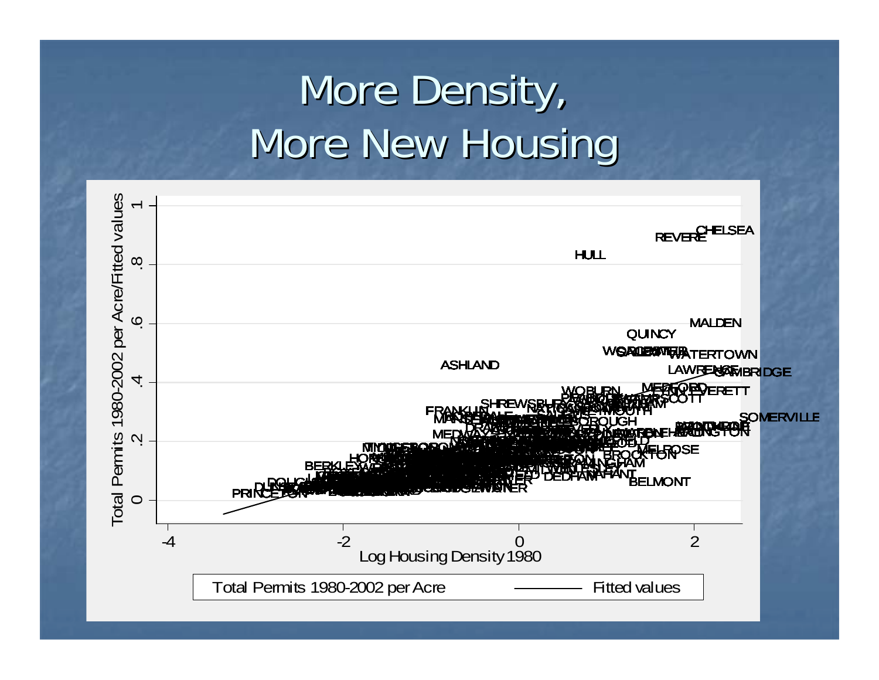# More Density, More New Housing

Total Permits 1980-2002 per Acre/Fitted values

Log Housing Density 1980

Total Permits 1980-2002 per Acre — Fitted values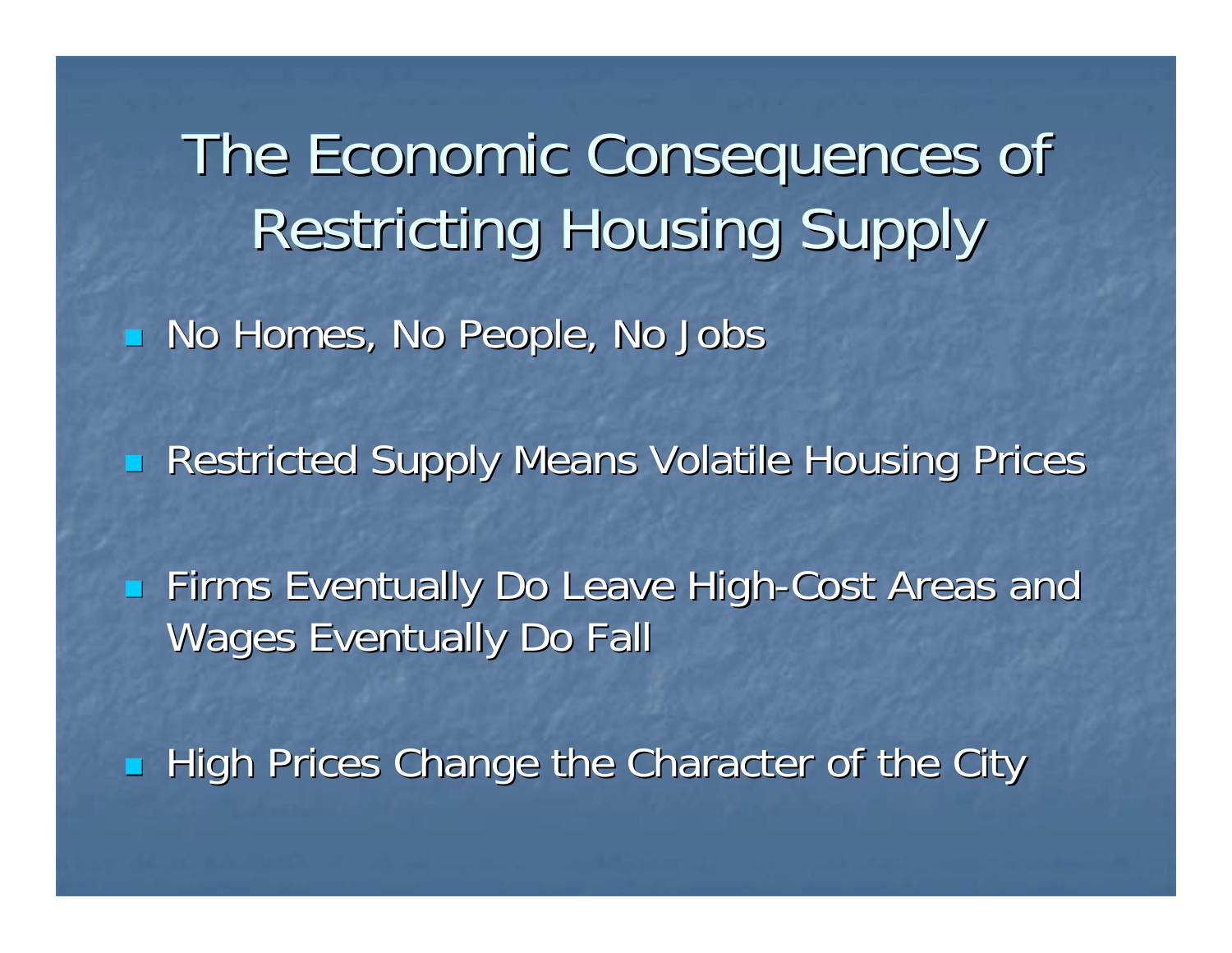# The Economic Consequences of Restricting Housing Supply

- No Homes, No People, No Jobs
- Restricted Supply Means Volatile Housing Prices
- Firms Eventually Do Leave High-Cost Areas and Wages Eventually Do Fall
- High Prices Change the Character of the City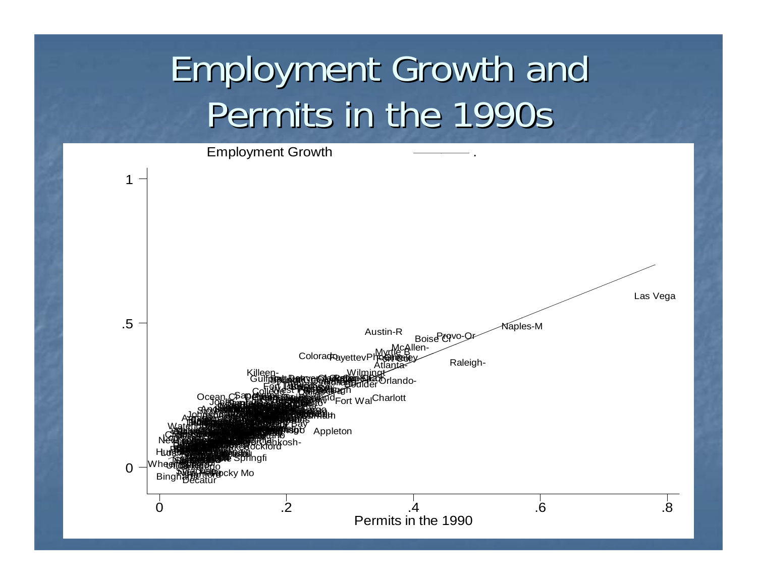# Employment Growth and Permits in the 1990s

Employment Growth

Permits in the 1990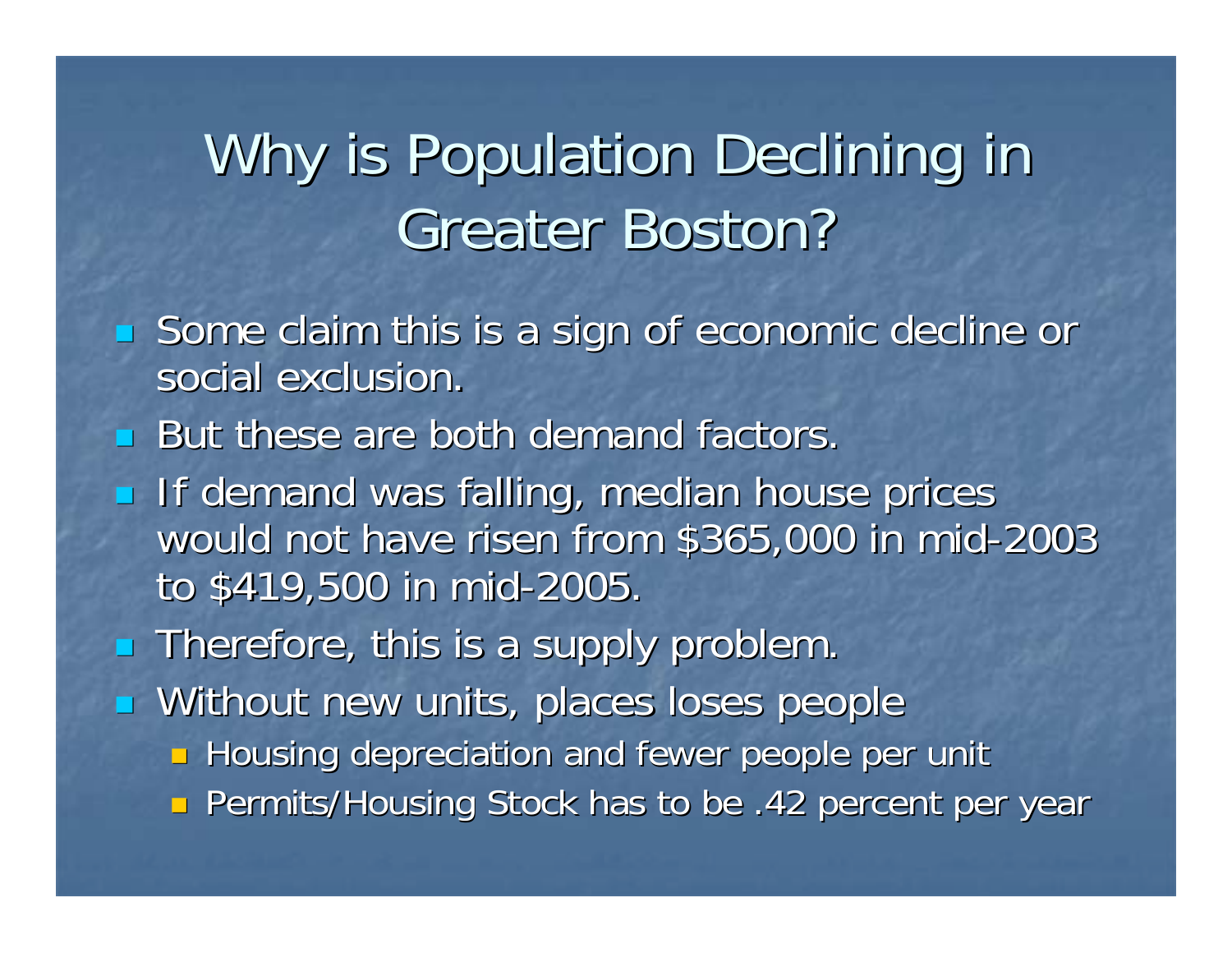# Why is Population Declining in Greater Boston?

- Some claim this is a sign of economic decline or social exclusion.
- But these are both demand factors.
- If demand was falling, median house prices would not have risen from $365,000 in mid-2003 to $419,500 in mid-2005.
- Therefore, this is a supply problem.
- Without new units, places loses people
  - Housing depreciation and fewer people per unit
  - Permits/Housing Stock has to be .42 percent per year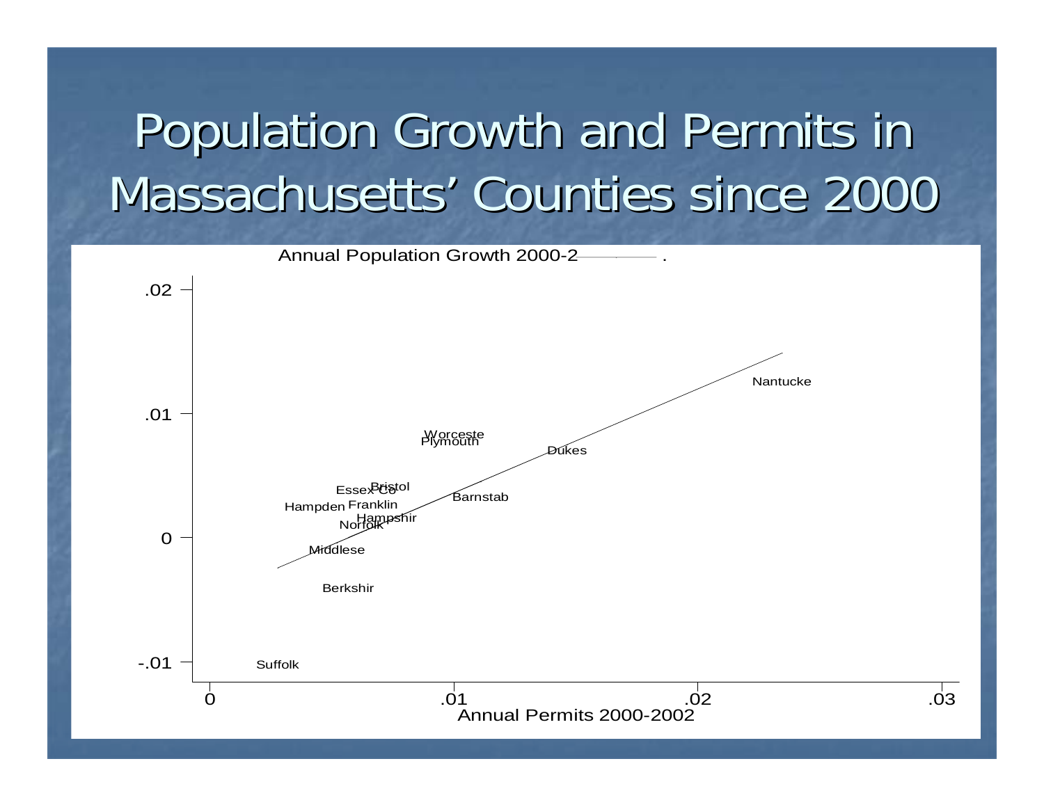# Population Growth and Permits in Massachusetts' Counties since 2000

Annual Population Growth 2000-2

Annual Permits 2000-2002

| County | Annual Permits 2000-2002 (approx.) | Annual Population Growth (approx.) |
|---|---|---|
| Suffolk | | |
| Berkshir | | |
| Middlese | | |
| Norfolk | | |
| Hampshir | | |
| Hampden | | |
| Franklin | | |
| Essex Co | | |
| Bristol | | |
| Barnstab | | |
| Plymouth | | |
| Worceste | | |
| Dukes | | |
| Nantucke | | |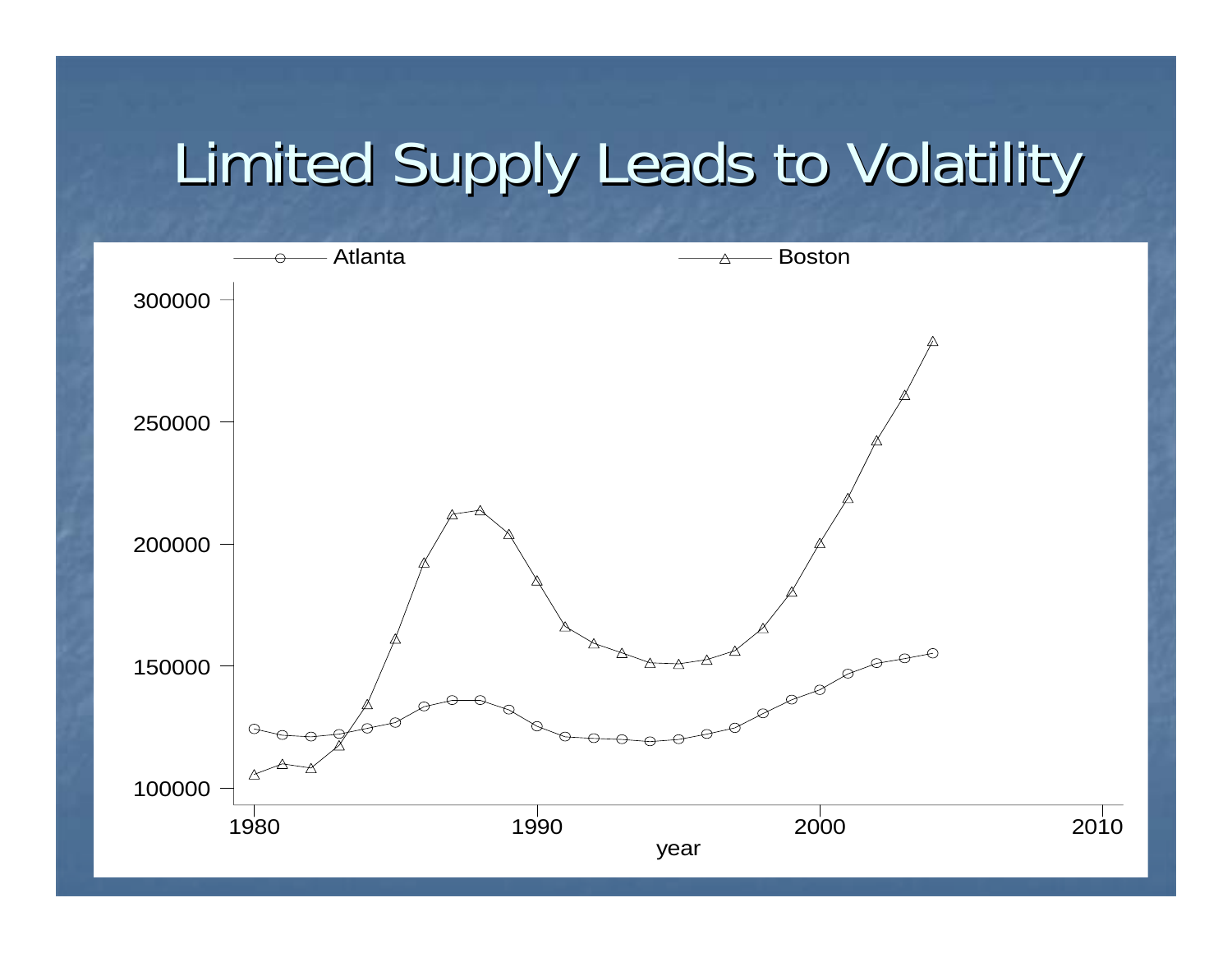# Limited Supply Leads to Volatility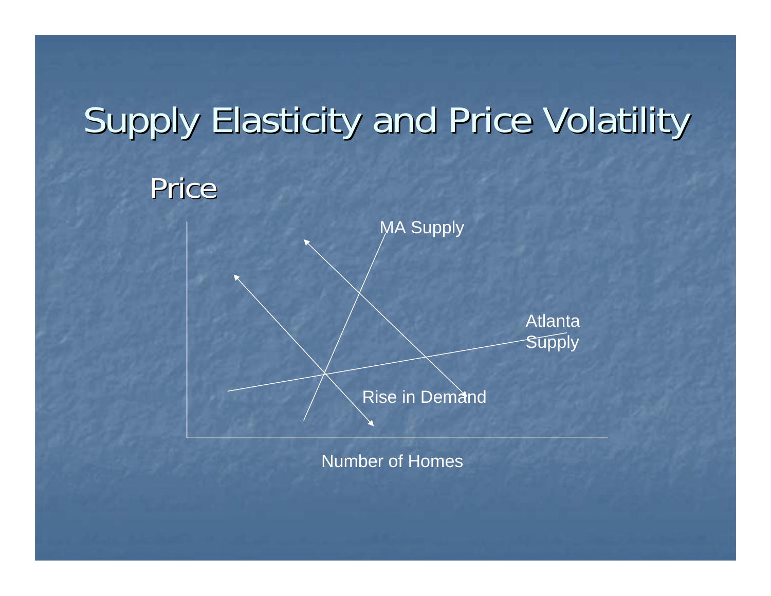# Supply Elasticity and Price Volatility

Price

MA Supply

Atlanta Supply

Rise in Demand

Number of Homes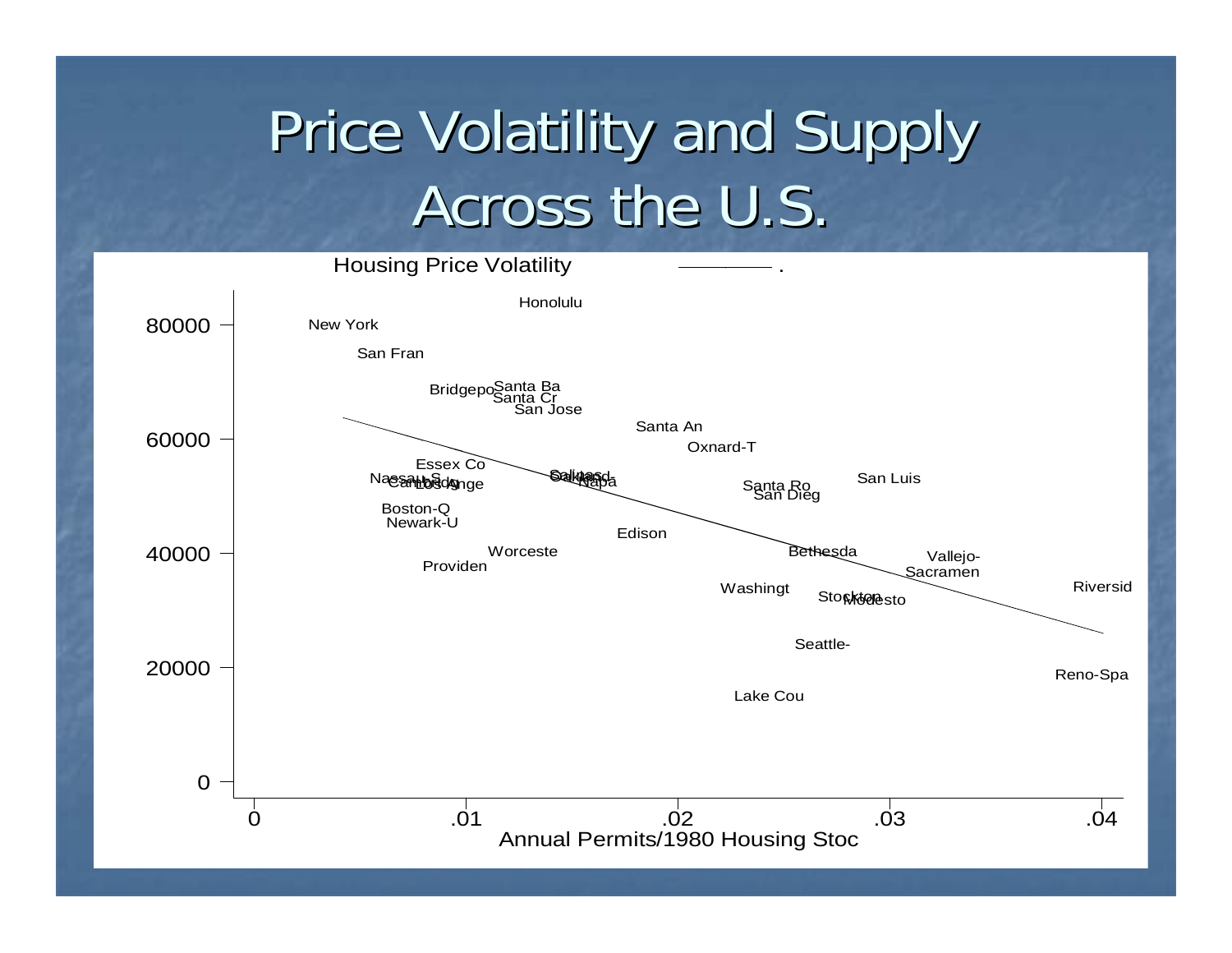# Price Volatility and Supply Across the U.S.

Housing Price Volatility

80000
60000
40000
20000
0

New York, Honolulu, San Fran, Bridgepo, Santa Ba, Santa Cr, San Jose, Santa An, Oxnard-T, Essex Co, Nassau-S, Cambridge, Los Ange, Salinas, Oakland, Napa, Santa Ro, San Dieg, San Luis, Boston-Q, Newark-U, Edison, Worceste, Providen, Bethesda, Vallejo-, Sacramen, Riversid, Washingt, Stockton, Modesto, Seattle-, Reno-Spa, Lake Cou

0 .01 .02 .03 .04

Annual Permits/1980 Housing Stoc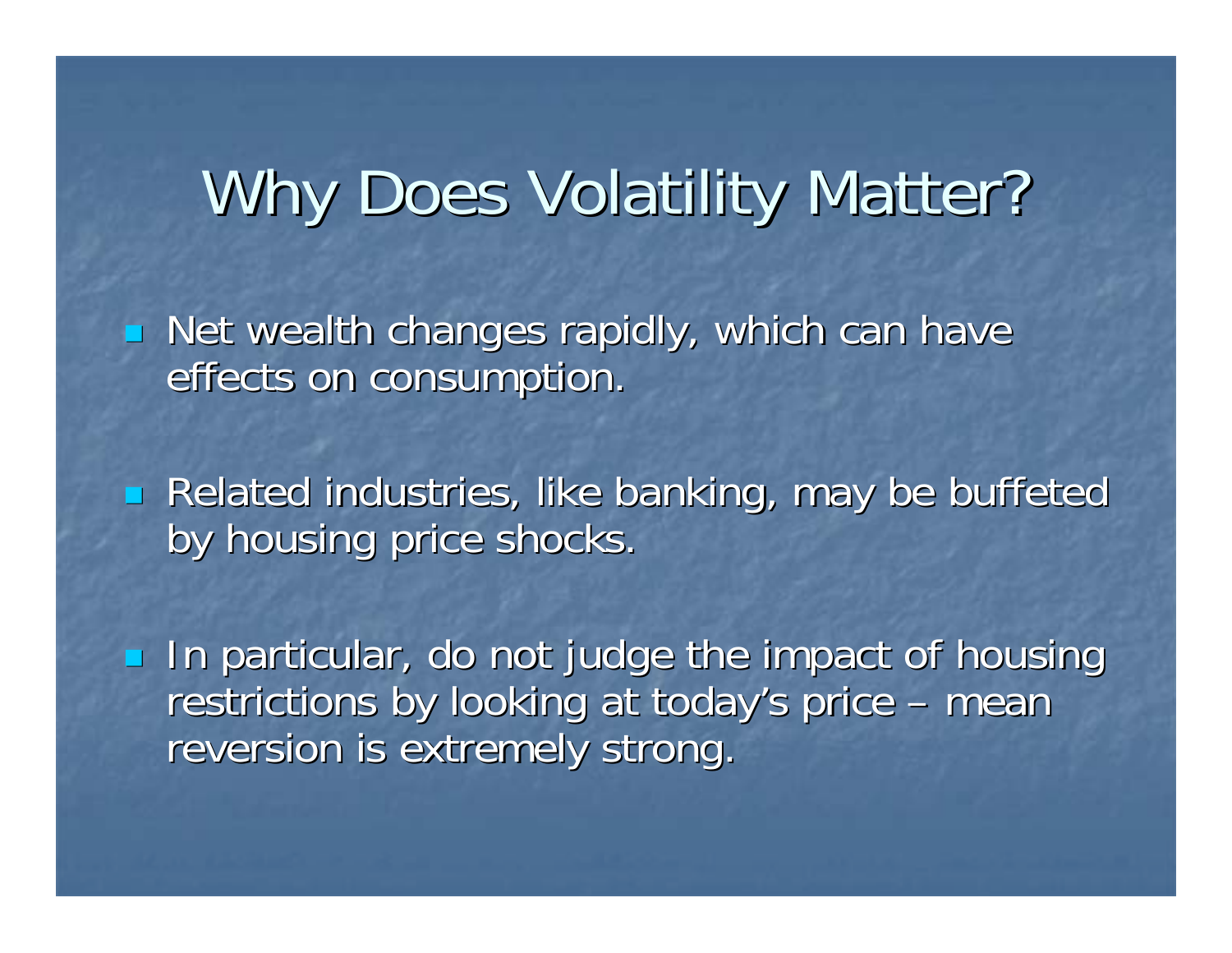# Why Does Volatility Matter?

- Net wealth changes rapidly, which can have effects on consumption.

- Related industries, like banking, may be buffeted by housing price shocks.

- In particular, do not judge the impact of housing restrictions by looking at today's price – mean reversion is extremely strong.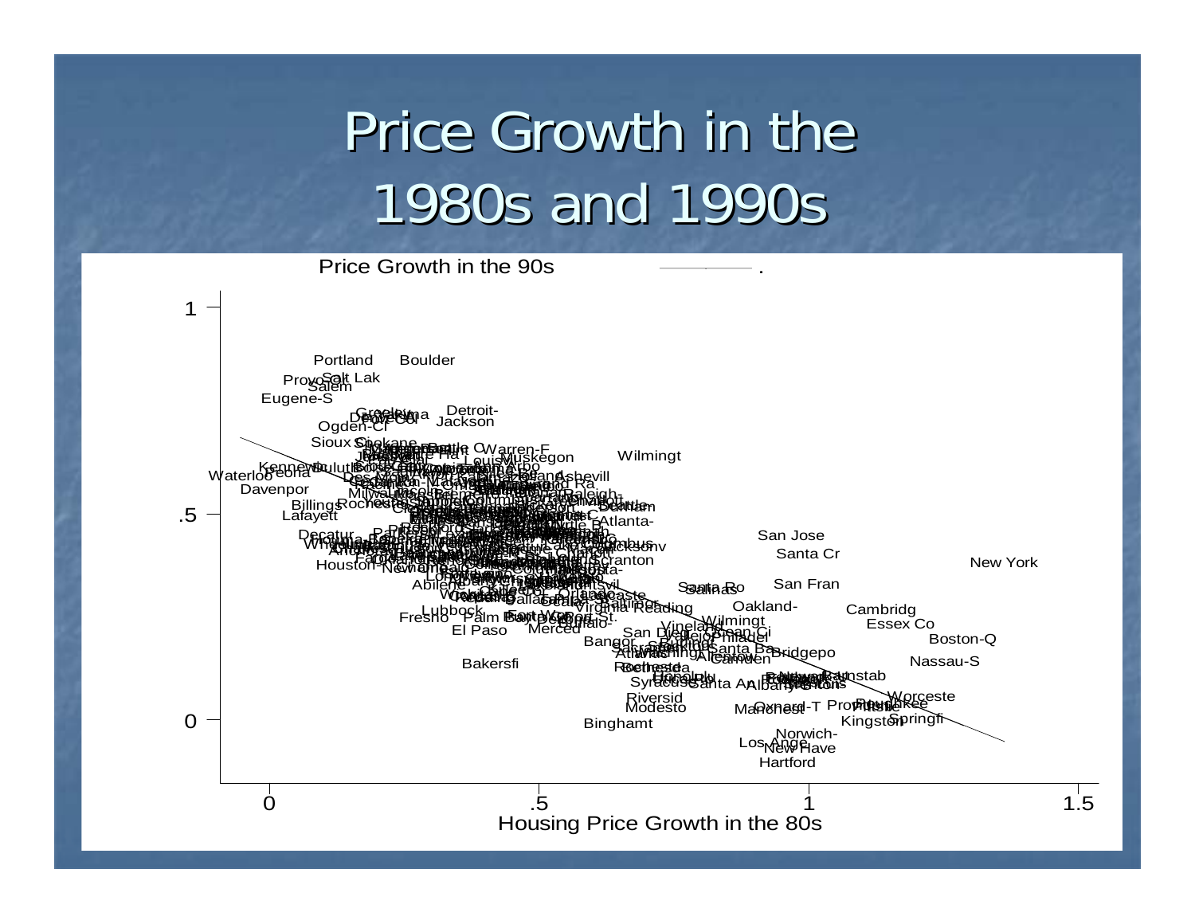# Price Growth in the 1980s and 1990s

Price Growth in the 90s

Housing Price Growth in the 80s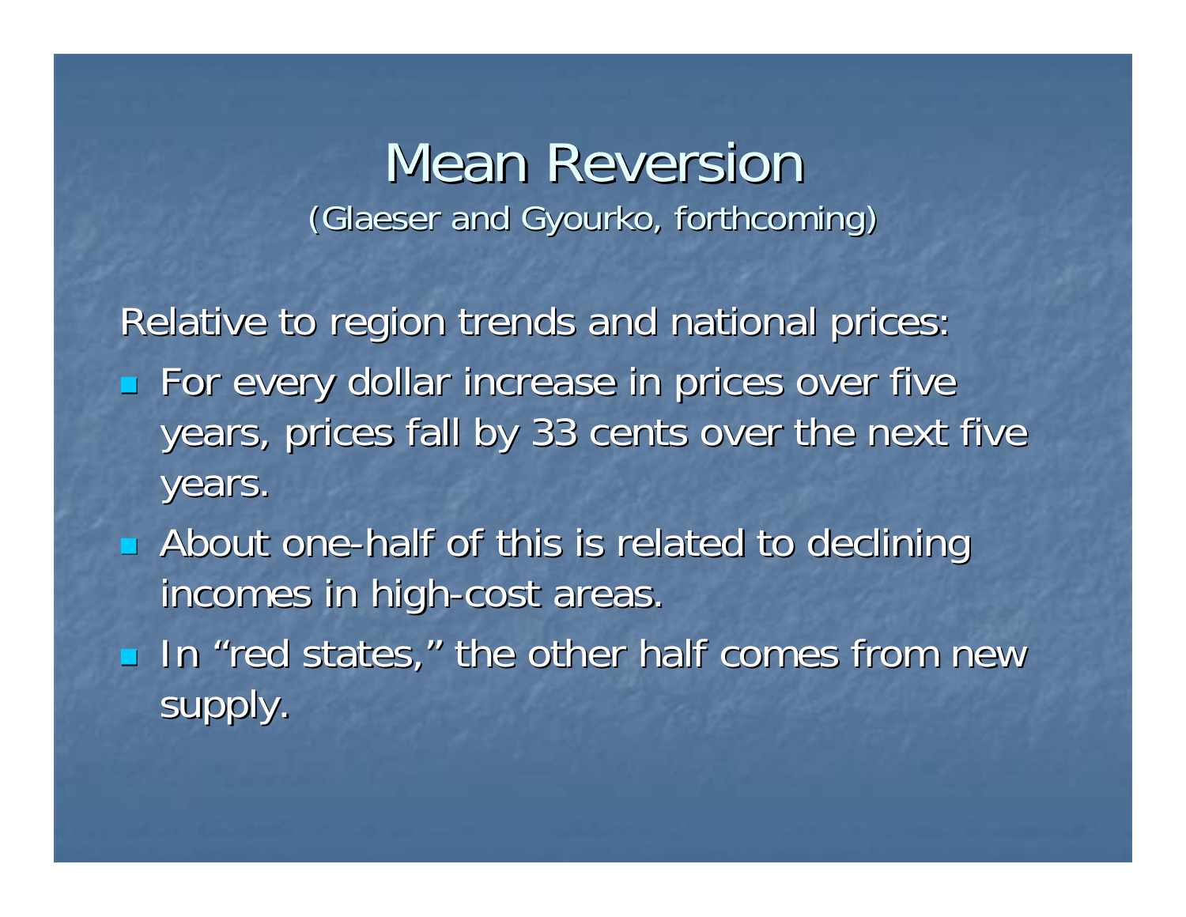# Mean Reversion

(Glaeser and Gyourko, forthcoming)

Relative to region trends and national prices:

- For every dollar increase in prices over five years, prices fall by 33 cents over the next five years.
- About one-half of this is related to declining incomes in high-cost areas.
- In "red states," the other half comes from new supply.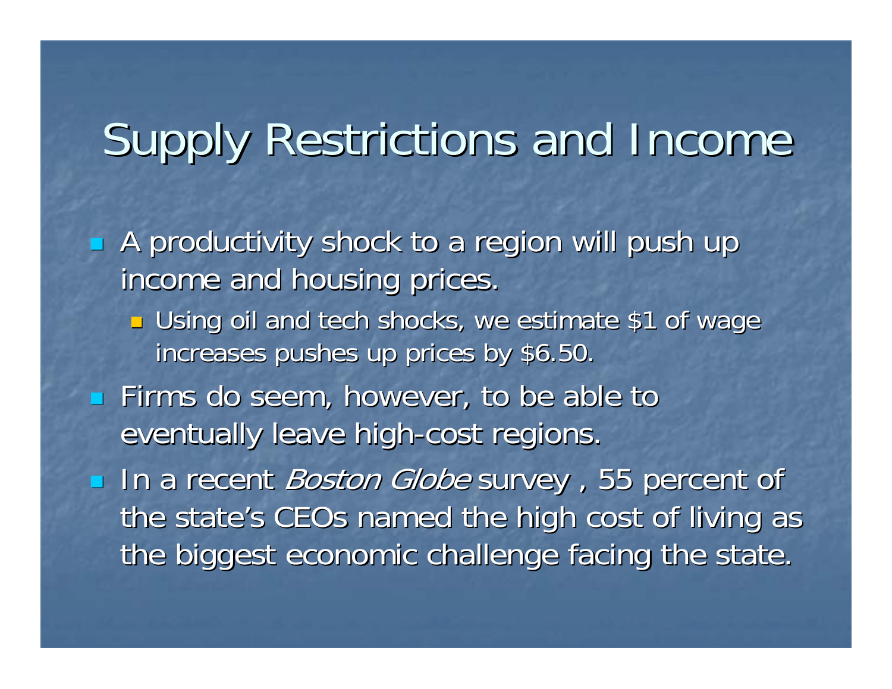# Supply Restrictions and Income

- A productivity shock to a region will push up income and housing prices.
  - Using oil and tech shocks, we estimate $1 of wage increases pushes up prices by $6.50.
- Firms do seem, however, to be able to eventually leave high-cost regions.
- In a recent *Boston Globe* survey , 55 percent of the state's CEOs named the high cost of living as the biggest economic challenge facing the state.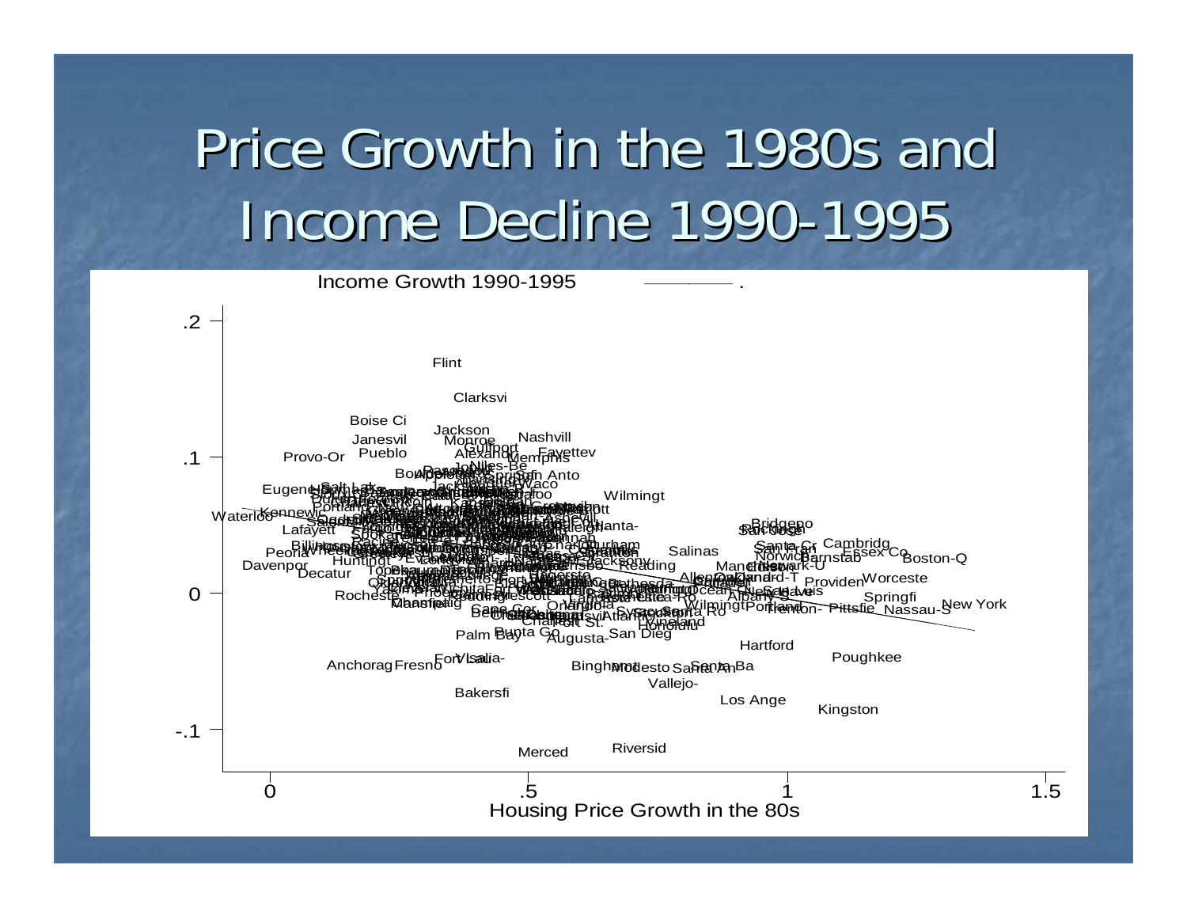# Price Growth in the 1980s and Income Decline 1990-1995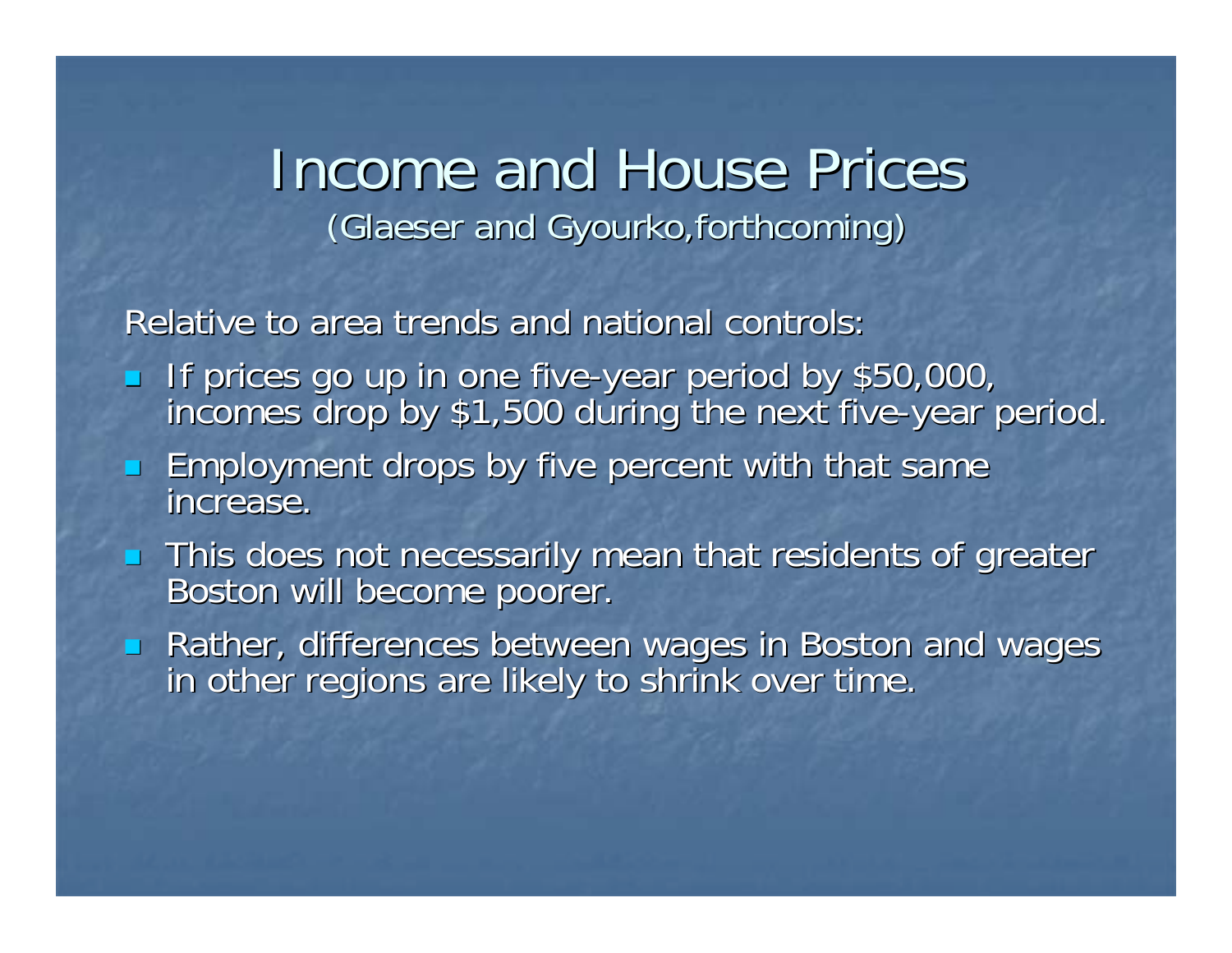# Income and House Prices

(Glaeser and Gyourko,forthcoming)

Relative to area trends and national controls:

- If prices go up in one five-year period by $50,000, incomes drop by $1,500 during the next five-year period.
- Employment drops by five percent with that same increase.
- This does not necessarily mean that residents of greater Boston will become poorer.
- Rather, differences between wages in Boston and wages in other regions are likely to shrink over time.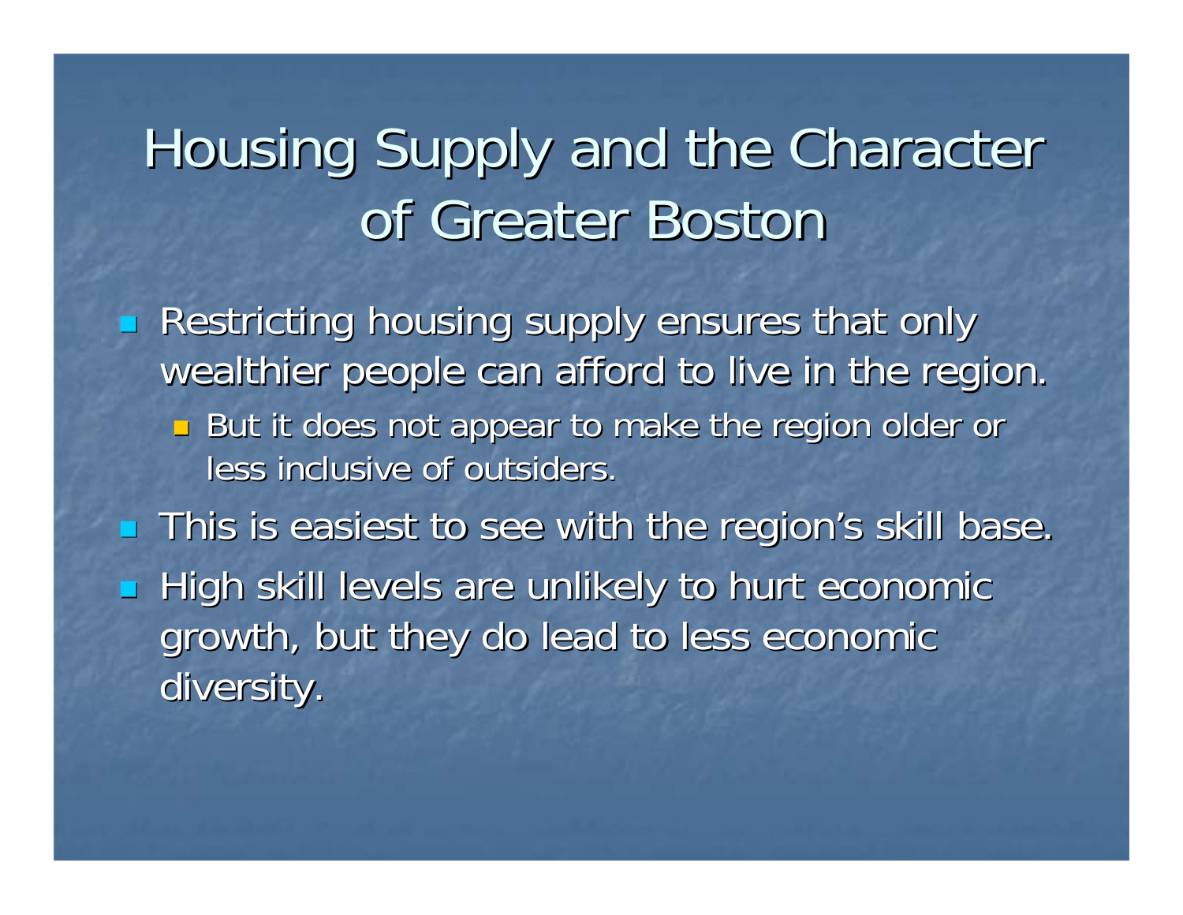# Housing Supply and the Character of Greater Boston

- Restricting housing supply ensures that only wealthier people can afford to live in the region.
  - But it does not appear to make the region older or less inclusive of outsiders.
- This is easiest to see with the region's skill base.
- High skill levels are unlikely to hurt economic growth, but they do lead to less economic diversity.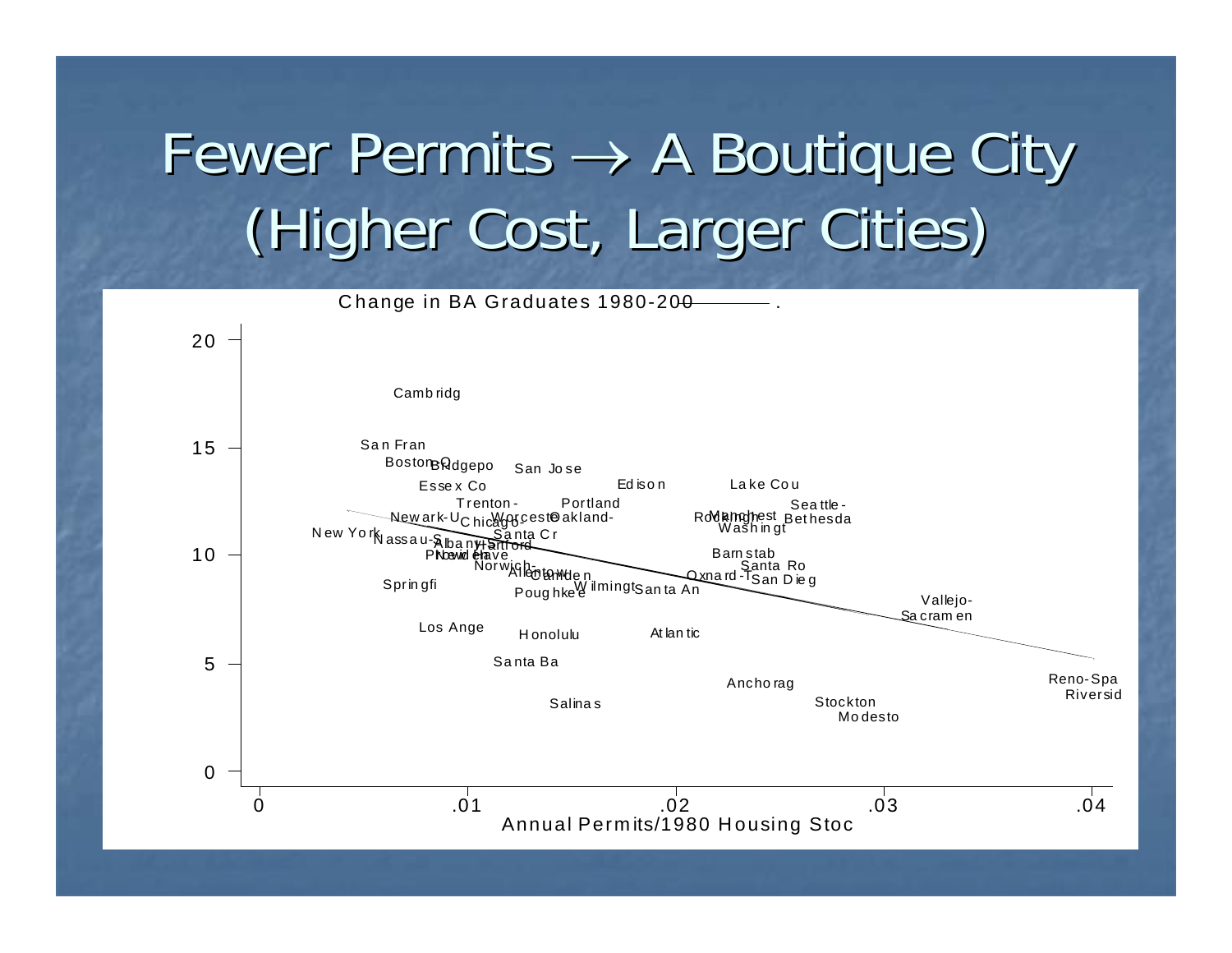# Fewer Permits → A Boutique City (Higher Cost, Larger Cities)

Change in BA Graduates 1980-200

Annual Permits/1980 Housing Stoc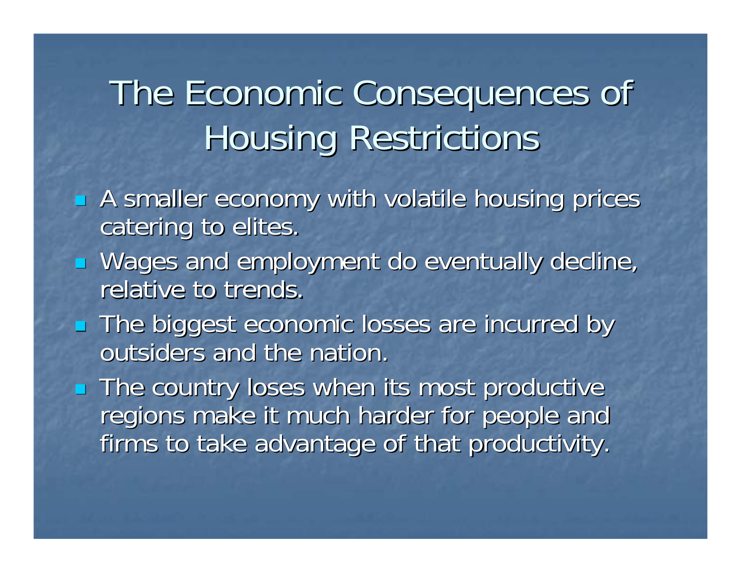# The Economic Consequences of Housing Restrictions

- A smaller economy with volatile housing prices catering to elites.
- Wages and employment do eventually decline, relative to trends.
- The biggest economic losses are incurred by outsiders and the nation.
- The country loses when its most productive regions make it much harder for people and firms to take advantage of that productivity.